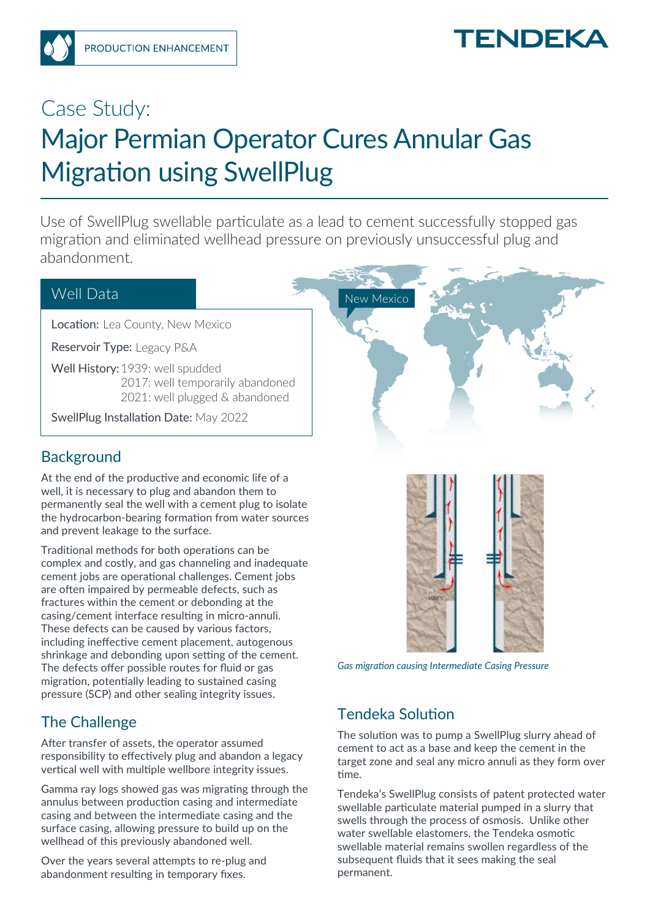PRODUCTION ENHANCEMENT

TENDEKA

# Case Study:

# Major Permian Operator Cures Annular Gas Migration using SwellPlug

Use of SwellPlug swellable particulate as a lead to cement successfully stopped gas migration and eliminated wellhead pressure on previously unsuccessful plug and abandonment.

## Well Data

**Location:** Lea County, New Mexico

**Reservoir Type:** Legacy P&A

**Well History:** 1939: well spudded
2017: well temporarily abandoned
2021: well plugged & abandoned

**SwellPlug Installation Date:** May 2022

New Mexico

## Background

At the end of the productive and economic life of a well, it is necessary to plug and abandon them to permanently seal the well with a cement plug to isolate the hydrocarbon-bearing formation from water sources and prevent leakage to the surface.

Traditional methods for both operations can be complex and costly, and gas channeling and inadequate cement jobs are operational challenges. Cement jobs are often impaired by permeable defects, such as fractures within the cement or debonding at the casing/cement interface resulting in micro-annuli. These defects can be caused by various factors, including ineffective cement placement, autogenous shrinkage and debonding upon setting of the cement. The defects offer possible routes for fluid or gas migration, potentially leading to sustained casing pressure (SCP) and other sealing integrity issues.

## The Challenge

After transfer of assets, the operator assumed responsibility to effectively plug and abandon a legacy vertical well with multiple wellbore integrity issues.

Gamma ray logs showed gas was migrating through the annulus between production casing and intermediate casing and between the intermediate casing and the surface casing, allowing pressure to build up on the wellhead of this previously abandoned well.

Over the years several attempts to re-plug and abandonment resulting in temporary fixes.

*Gas migration causing Intermediate Casing Pressure*

## Tendeka Solution

The solution was to pump a SwellPlug slurry ahead of cement to act as a base and keep the cement in the target zone and seal any micro annuli as they form over time.

Tendeka's SwellPlug consists of patent protected water swellable particulate material pumped in a slurry that swells through the process of osmosis. Unlike other water swellable elastomers, the Tendeka osmotic swellable material remains swollen regardless of the subsequent fluids that it sees making the seal permanent.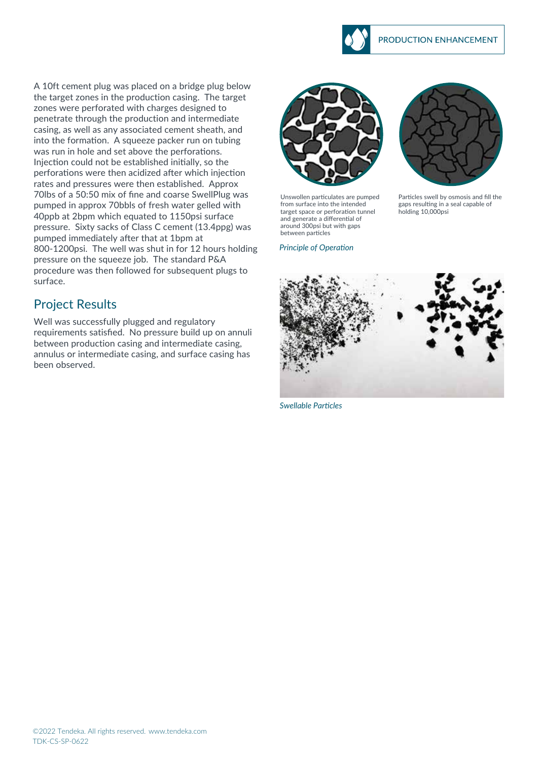A 10ft cement plug was placed on a bridge plug below the target zones in the production casing. The target zones were perforated with charges designed to penetrate through the production and intermediate casing, as well as any associated cement sheath, and into the formation. A squeeze packer run on tubing was run in hole and set above the perforations. Injection could not be established initially, so the perforations were then acidized after which injection rates and pressures were then established. Approx 70lbs of a 50:50 mix of fine and coarse SwellPlug was pumped in approx 70bbls of fresh water gelled with 40ppb at 2bpm which equated to 1150psi surface pressure. Sixty sacks of Class C cement (13.4ppg) was pumped immediately after that at 1bpm at 800-1200psi. The well was shut in for 12 hours holding pressure on the squeeze job. The standard P&A procedure was then followed for subsequent plugs to surface.

## Project Results

Well was successfully plugged and regulatory requirements satisfied. No pressure build up on annuli between production casing and intermediate casing, annulus or intermediate casing, and surface casing has been observed.

Unswollen particulates are pumped from surface into the intended target space or perforation tunnel and generate a differential of around 300psi but with gaps between particles

Particles swell by osmosis and fill the gaps resulting in a seal capable of holding 10,000psi

*Principle of Operation*

*Swellable Particles*

©2022 Tendeka. All rights reserved. www.tendeka.com
TDK-CS-SP-0622